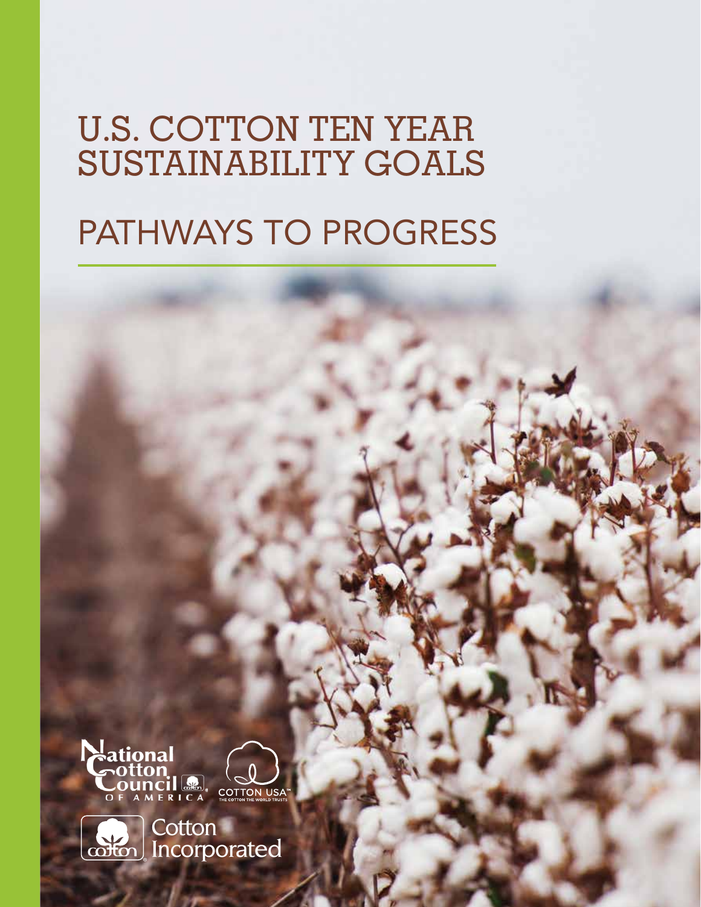# U.S. COTTON TEN YEAR SUSTAINABILITY GOALS

## PATHWAYS TO PROGRESS

National Cotton Council OF AMERICA

COTTON USA™ THE COTTON THE WORLD TRUSTS

Cotton Incorporated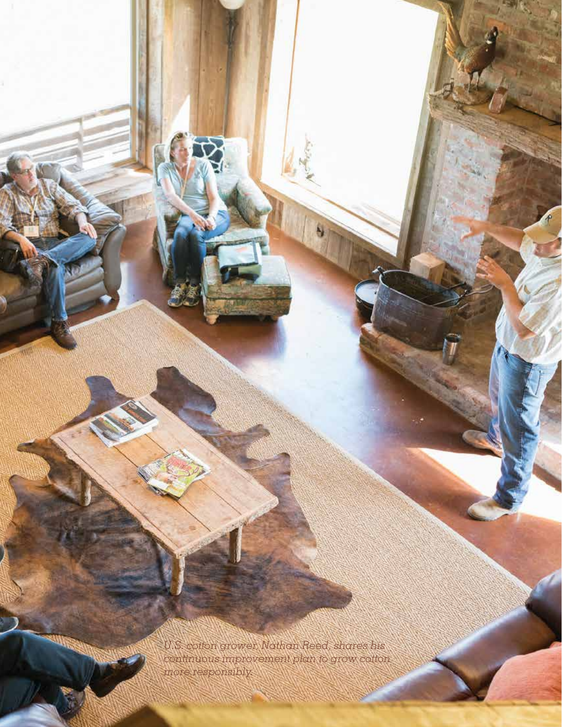*U.S. cotton grower, Nathan Reed, shares his continuous improvement plan to grow cotton more responsibly.*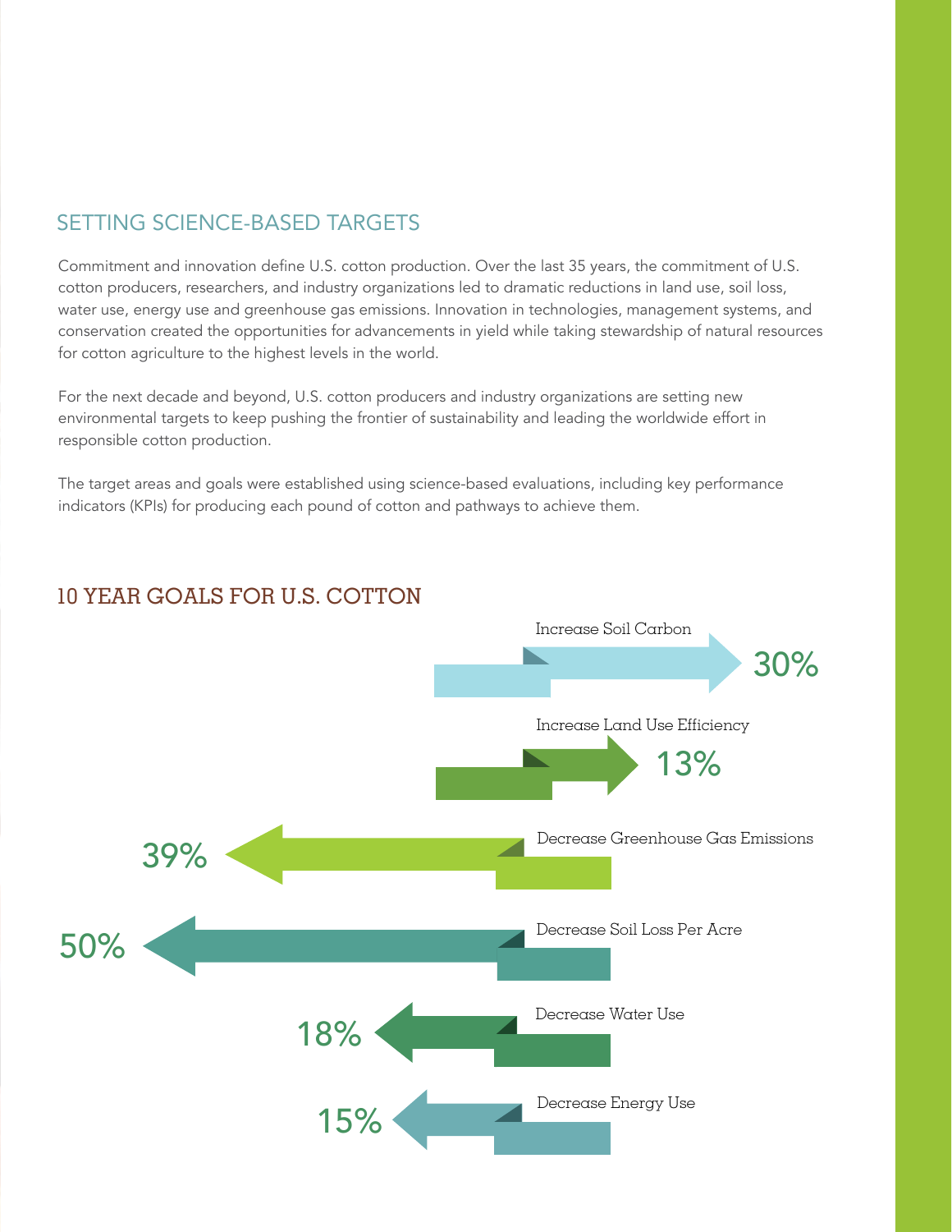## SETTING SCIENCE-BASED TARGETS

Commitment and innovation define U.S. cotton production. Over the last 35 years, the commitment of U.S. cotton producers, researchers, and industry organizations led to dramatic reductions in land use, soil loss, water use, energy use and greenhouse gas emissions. Innovation in technologies, management systems, and conservation created the opportunities for advancements in yield while taking stewardship of natural resources for cotton agriculture to the highest levels in the world.

For the next decade and beyond, U.S. cotton producers and industry organizations are setting new environmental targets to keep pushing the frontier of sustainability and leading the worldwide effort in responsible cotton production.

The target areas and goals were established using science-based evaluations, including key performance indicators (KPIs) for producing each pound of cotton and pathways to achieve them.

## 10 YEAR GOALS FOR U.S. COTTON

Increase Soil Carbon 30%

Increase Land Use Efficiency 13%

Decrease Greenhouse Gas Emissions 39%

Decrease Soil Loss Per Acre 50%

Decrease Water Use 18%

Decrease Energy Use 15%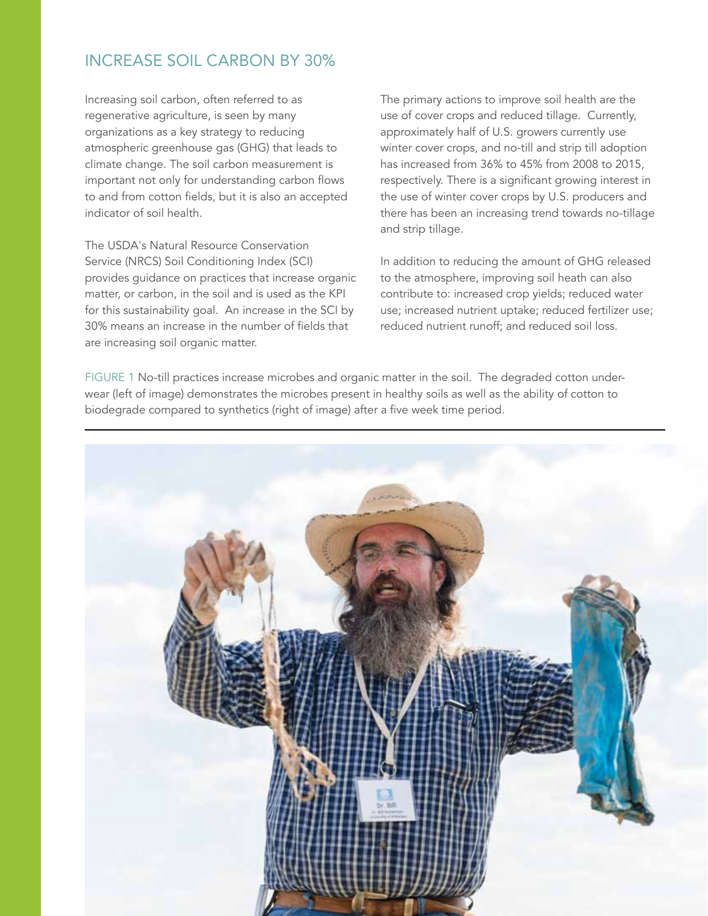## INCREASE SOIL CARBON BY 30%

Increasing soil carbon, often referred to as regenerative agriculture, is seen by many organizations as a key strategy to reducing atmospheric greenhouse gas (GHG) that leads to climate change. The soil carbon measurement is important not only for understanding carbon flows to and from cotton fields, but it is also an accepted indicator of soil health.

The USDA's Natural Resource Conservation Service (NRCS) Soil Conditioning Index (SCI) provides guidance on practices that increase organic matter, or carbon, in the soil and is used as the KPI for this sustainability goal. An increase in the SCI by 30% means an increase in the number of fields that are increasing soil organic matter.

The primary actions to improve soil health are the use of cover crops and reduced tillage. Currently, approximately half of U.S. growers currently use winter cover crops, and no-till and strip till adoption has increased from 36% to 45% from 2008 to 2015, respectively. There is a significant growing interest in the use of winter cover crops by U.S. producers and there has been an increasing trend towards no-tillage and strip tillage.

In addition to reducing the amount of GHG released to the atmosphere, improving soil heath can also contribute to: increased crop yields; reduced water use; increased nutrient uptake; reduced fertilizer use; reduced nutrient runoff; and reduced soil loss.

FIGURE 1 No-till practices increase microbes and organic matter in the soil. The degraded cotton underwear (left of image) demonstrates the microbes present in healthy soils as well as the ability of cotton to biodegrade compared to synthetics (right of image) after a five week time period.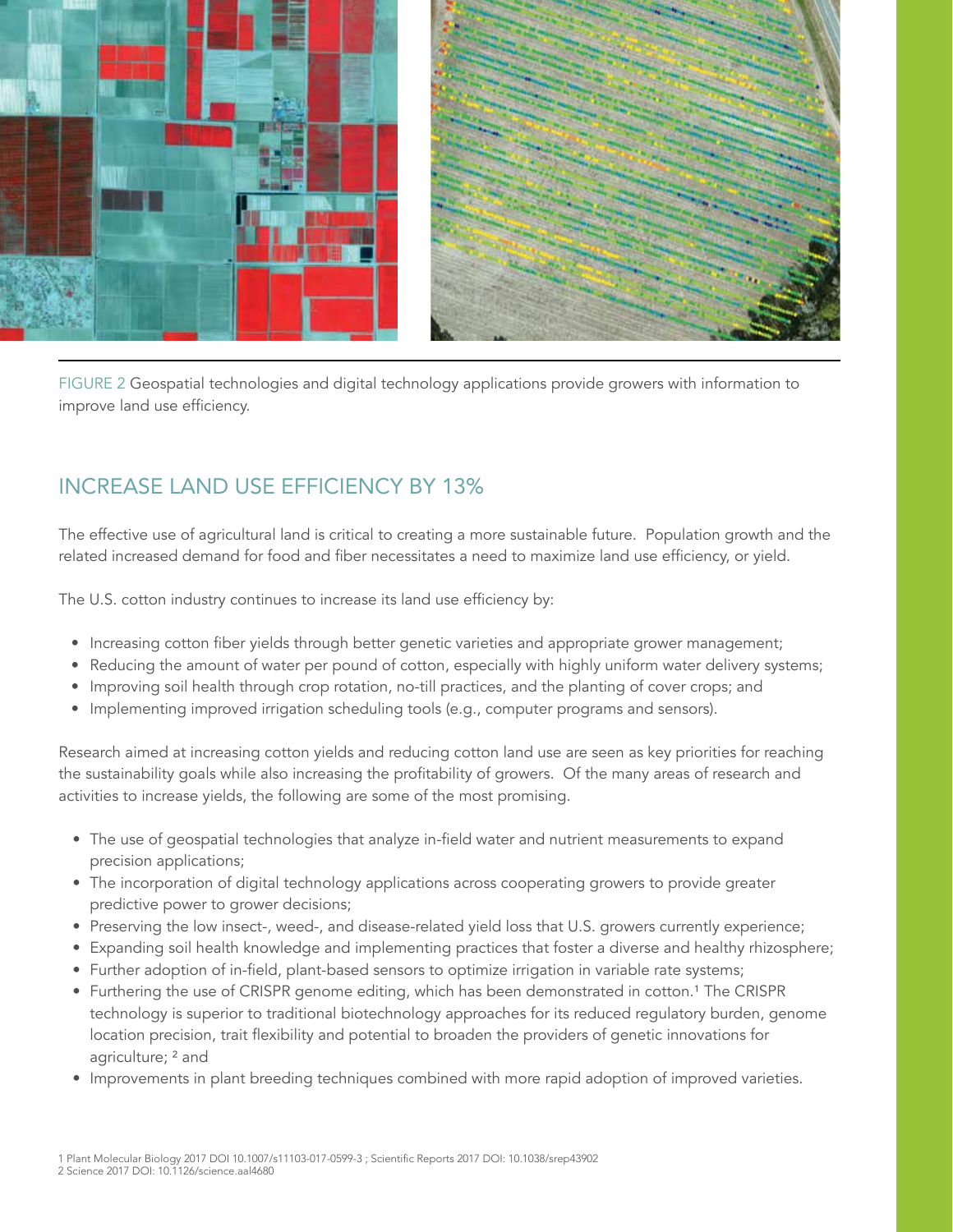FIGURE 2 Geospatial technologies and digital technology applications provide growers with information to improve land use efficiency.

## INCREASE LAND USE EFFICIENCY BY 13%

The effective use of agricultural land is critical to creating a more sustainable future. Population growth and the related increased demand for food and fiber necessitates a need to maximize land use efficiency, or yield.

The U.S. cotton industry continues to increase its land use efficiency by:

- Increasing cotton fiber yields through better genetic varieties and appropriate grower management;
- Reducing the amount of water per pound of cotton, especially with highly uniform water delivery systems;
- Improving soil health through crop rotation, no-till practices, and the planting of cover crops; and
- Implementing improved irrigation scheduling tools (e.g., computer programs and sensors).

Research aimed at increasing cotton yields and reducing cotton land use are seen as key priorities for reaching the sustainability goals while also increasing the profitability of growers. Of the many areas of research and activities to increase yields, the following are some of the most promising.

- The use of geospatial technologies that analyze in-field water and nutrient measurements to expand precision applications;
- The incorporation of digital technology applications across cooperating growers to provide greater predictive power to grower decisions;
- Preserving the low insect-, weed-, and disease-related yield loss that U.S. growers currently experience;
- Expanding soil health knowledge and implementing practices that foster a diverse and healthy rhizosphere;
- Further adoption of in-field, plant-based sensors to optimize irrigation in variable rate systems;
- Furthering the use of CRISPR genome editing, which has been demonstrated in cotton.[1] The CRISPR technology is superior to traditional biotechnology approaches for its reduced regulatory burden, genome location precision, trait flexibility and potential to broaden the providers of genetic innovations for agriculture; [2] and
- Improvements in plant breeding techniques combined with more rapid adoption of improved varieties.

1 Plant Molecular Biology 2017 DOI 10.1007/s11103-017-0599-3 ; Scientific Reports 2017 DOI: 10.1038/srep43902
2 Science 2017 DOI: 10.1126/science.aal4680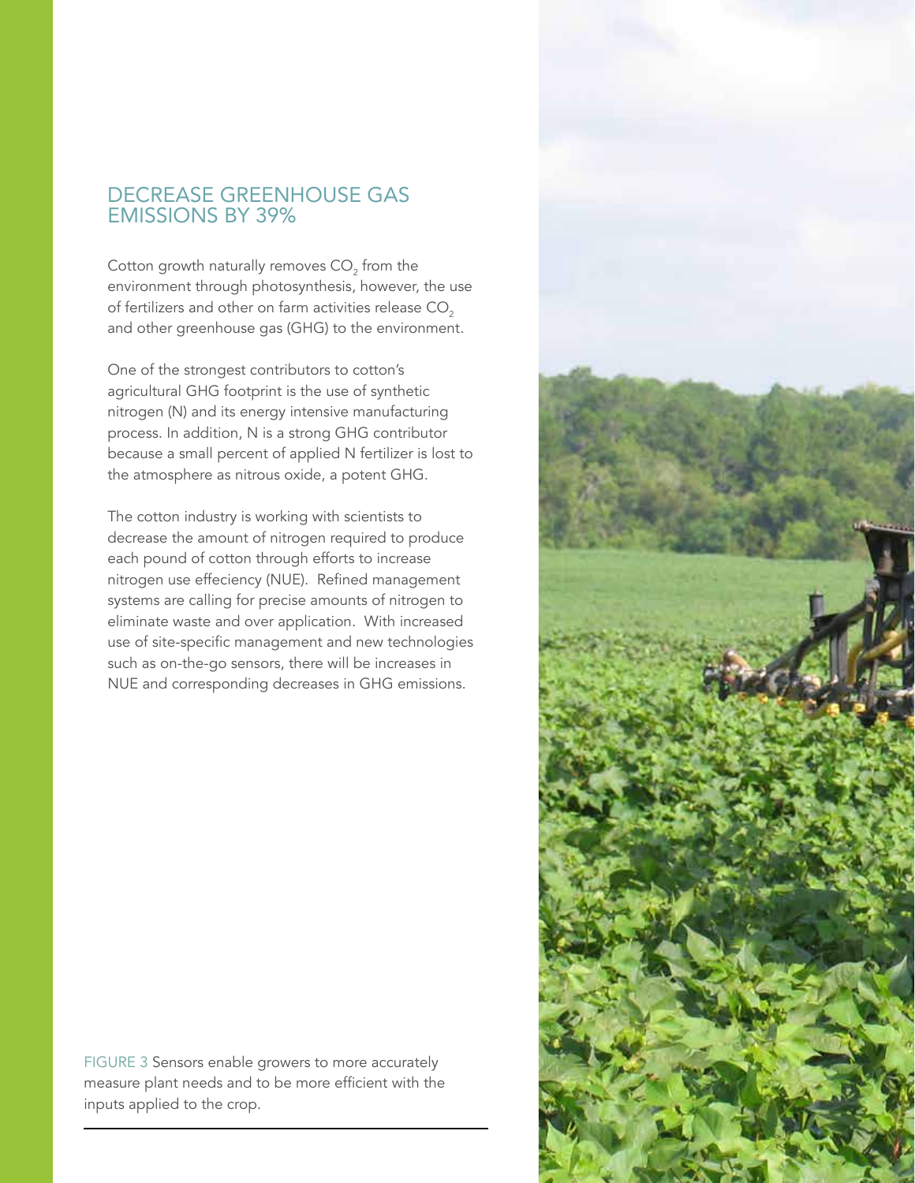## DECREASE GREENHOUSE GAS EMISSIONS BY 39%

Cotton growth naturally removes $CO_2$ from the environment through photosynthesis, however, the use of fertilizers and other on farm activities release $CO_2$ and other greenhouse gas (GHG) to the environment.

One of the strongest contributors to cotton's agricultural GHG footprint is the use of synthetic nitrogen (N) and its energy intensive manufacturing process. In addition, N is a strong GHG contributor because a small percent of applied N fertilizer is lost to the atmosphere as nitrous oxide, a potent GHG.

The cotton industry is working with scientists to decrease the amount of nitrogen required to produce each pound of cotton through efforts to increase nitrogen use effeciency (NUE). Refined management systems are calling for precise amounts of nitrogen to eliminate waste and over application. With increased use of site-specific management and new technologies such as on-the-go sensors, there will be increases in NUE and corresponding decreases in GHG emissions.

FIGURE 3 Sensors enable growers to more accurately measure plant needs and to be more efficient with the inputs applied to the crop.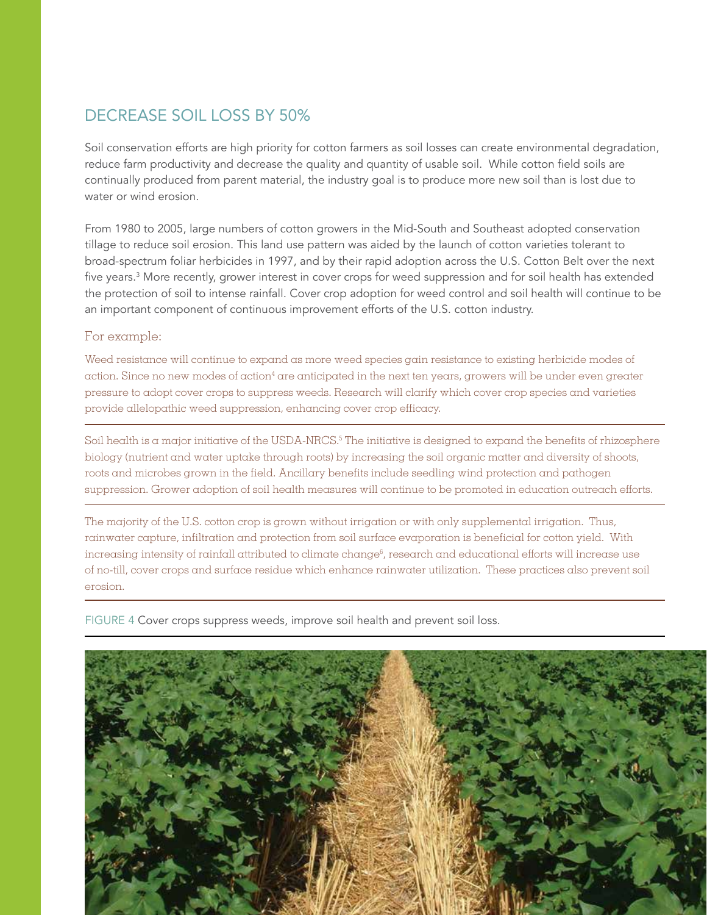## DECREASE SOIL LOSS BY 50%

Soil conservation efforts are high priority for cotton farmers as soil losses can create environmental degradation, reduce farm productivity and decrease the quality and quantity of usable soil. While cotton field soils are continually produced from parent material, the industry goal is to produce more new soil than is lost due to water or wind erosion.

From 1980 to 2005, large numbers of cotton growers in the Mid-South and Southeast adopted conservation tillage to reduce soil erosion. This land use pattern was aided by the launch of cotton varieties tolerant to broad-spectrum foliar herbicides in 1997, and by their rapid adoption across the U.S. Cotton Belt over the next five years.[3] More recently, grower interest in cover crops for weed suppression and for soil health has extended the protection of soil to intense rainfall. Cover crop adoption for weed control and soil health will continue to be an important component of continuous improvement efforts of the U.S. cotton industry.

For example:

Weed resistance will continue to expand as more weed species gain resistance to existing herbicide modes of action. Since no new modes of action[4] are anticipated in the next ten years, growers will be under even greater pressure to adopt cover crops to suppress weeds. Research will clarify which cover crop species and varieties provide allelopathic weed suppression, enhancing cover crop efficacy.

---

Soil health is a major initiative of the USDA-NRCS.[5] The initiative is designed to expand the benefits of rhizosphere biology (nutrient and water uptake through roots) by increasing the soil organic matter and diversity of shoots, roots and microbes grown in the field. Ancillary benefits include seedling wind protection and pathogen suppression. Grower adoption of soil health measures will continue to be promoted in education outreach efforts.

---

The majority of the U.S. cotton crop is grown without irrigation or with only supplemental irrigation. Thus, rainwater capture, infiltration and protection from soil surface evaporation is beneficial for cotton yield. With increasing intensity of rainfall attributed to climate change[6], research and educational efforts will increase use of no-till, cover crops and surface residue which enhance rainwater utilization. These practices also prevent soil erosion.

---

FIGURE 4 Cover crops suppress weeds, improve soil health and prevent soil loss.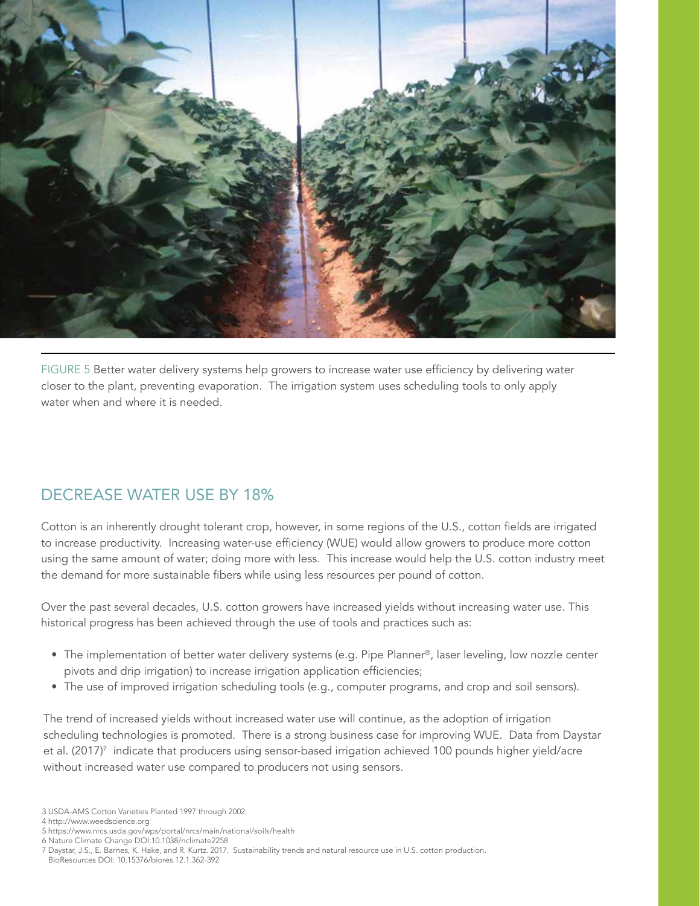FIGURE 5 Better water delivery systems help growers to increase water use efficiency by delivering water closer to the plant, preventing evaporation. The irrigation system uses scheduling tools to only apply water when and where it is needed.

## DECREASE WATER USE BY 18%

Cotton is an inherently drought tolerant crop, however, in some regions of the U.S., cotton fields are irrigated to increase productivity. Increasing water-use efficiency (WUE) would allow growers to produce more cotton using the same amount of water; doing more with less. This increase would help the U.S. cotton industry meet the demand for more sustainable fibers while using less resources per pound of cotton.

Over the past several decades, U.S. cotton growers have increased yields without increasing water use. This historical progress has been achieved through the use of tools and practices such as:

- The implementation of better water delivery systems (e.g. Pipe Planner®, laser leveling, low nozzle center pivots and drip irrigation) to increase irrigation application efficiencies;
- The use of improved irrigation scheduling tools (e.g., computer programs, and crop and soil sensors).

The trend of increased yields without increased water use will continue, as the adoption of irrigation scheduling technologies is promoted. There is a strong business case for improving WUE. Data from Daystar et al. (2017)[7] indicate that producers using sensor-based irrigation achieved 100 pounds higher yield/acre without increased water use compared to producers not using sensors.

3 USDA-AMS Cotton Varieties Planted 1997 through 2002
4 http://www.weedscience.org
5 https://www.nrcs.usda.gov/wps/portal/nrcs/main/national/soils/health
6 Nature Climate Change DOI:10.1038/nclimate2258
7 Daystar, J.S., E. Barnes, K. Hake, and R. Kurtz. 2017. Sustainability trends and natural resource use in U.S. cotton production. BioResources DOI: 10.15376/biores.12.1.362-392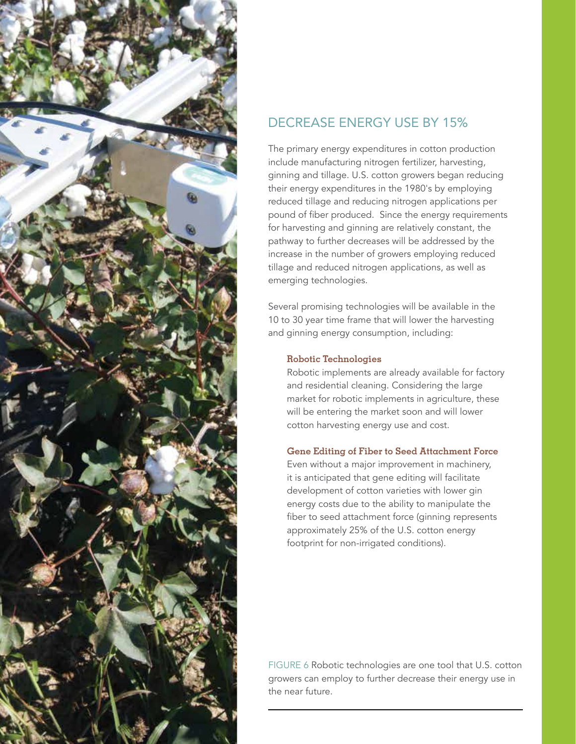## DECREASE ENERGY USE BY 15%

The primary energy expenditures in cotton production include manufacturing nitrogen fertilizer, harvesting, ginning and tillage. U.S. cotton growers began reducing their energy expenditures in the 1980's by employing reduced tillage and reducing nitrogen applications per pound of fiber produced. Since the energy requirements for harvesting and ginning are relatively constant, the pathway to further decreases will be addressed by the increase in the number of growers employing reduced tillage and reduced nitrogen applications, as well as emerging technologies.

Several promising technologies will be available in the 10 to 30 year time frame that will lower the harvesting and ginning energy consumption, including:

### Robotic Technologies

Robotic implements are already available for factory and residential cleaning. Considering the large market for robotic implements in agriculture, these will be entering the market soon and will lower cotton harvesting energy use and cost.

### Gene Editing of Fiber to Seed Attachment Force

Even without a major improvement in machinery, it is anticipated that gene editing will facilitate development of cotton varieties with lower gin energy costs due to the ability to manipulate the fiber to seed attachment force (ginning represents approximately 25% of the U.S. cotton energy footprint for non-irrigated conditions).

FIGURE 6 Robotic technologies are one tool that U.S. cotton growers can employ to further decrease their energy use in the near future.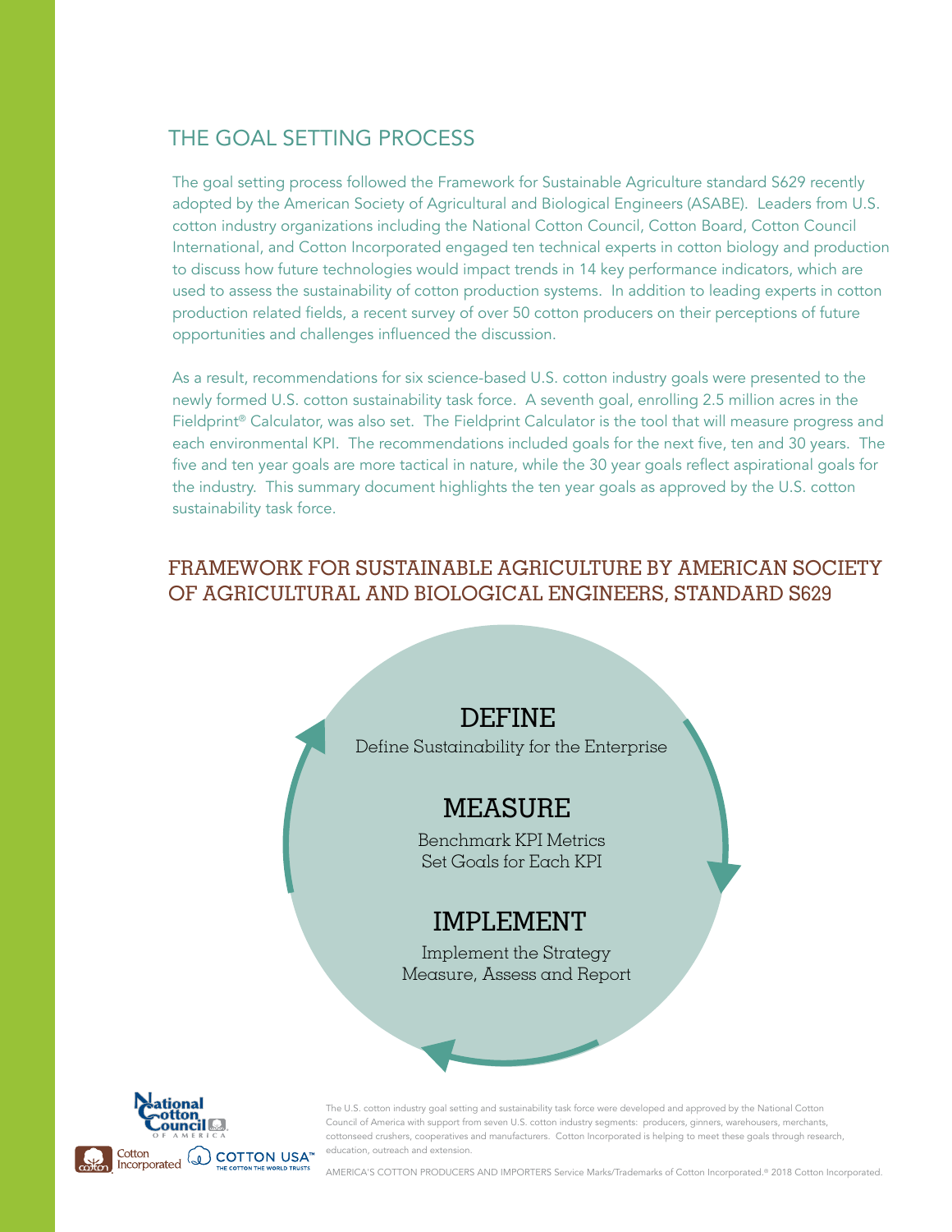## THE GOAL SETTING PROCESS

The goal setting process followed the Framework for Sustainable Agriculture standard S629 recently adopted by the American Society of Agricultural and Biological Engineers (ASABE). Leaders from U.S. cotton industry organizations including the National Cotton Council, Cotton Board, Cotton Council International, and Cotton Incorporated engaged ten technical experts in cotton biology and production to discuss how future technologies would impact trends in 14 key performance indicators, which are used to assess the sustainability of cotton production systems. In addition to leading experts in cotton production related fields, a recent survey of over 50 cotton producers on their perceptions of future opportunities and challenges influenced the discussion.

As a result, recommendations for six science-based U.S. cotton industry goals were presented to the newly formed U.S. cotton sustainability task force. A seventh goal, enrolling 2.5 million acres in the Fieldprint® Calculator, was also set. The Fieldprint Calculator is the tool that will measure progress and each environmental KPI. The recommendations included goals for the next five, ten and 30 years. The five and ten year goals are more tactical in nature, while the 30 year goals reflect aspirational goals for the industry. This summary document highlights the ten year goals as approved by the U.S. cotton sustainability task force.

## FRAMEWORK FOR SUSTAINABLE AGRICULTURE BY AMERICAN SOCIETY OF AGRICULTURAL AND BIOLOGICAL ENGINEERS, STANDARD S629

DEFINE

Define Sustainability for the Enterprise

MEASURE

Benchmark KPI Metrics

Set Goals for Each KPI

IMPLEMENT

Implement the Strategy

Measure, Assess and Report

The U.S. cotton industry goal setting and sustainability task force were developed and approved by the National Cotton Council of America with support from seven U.S. cotton industry segments: producers, ginners, warehousers, merchants, cottonseed crushers, cooperatives and manufacturers. Cotton Incorporated is helping to meet these goals through research, education, outreach and extension.

AMERICA'S COTTON PRODUCERS AND IMPORTERS Service Marks/Trademarks of Cotton Incorporated.® 2018 Cotton Incorporated.